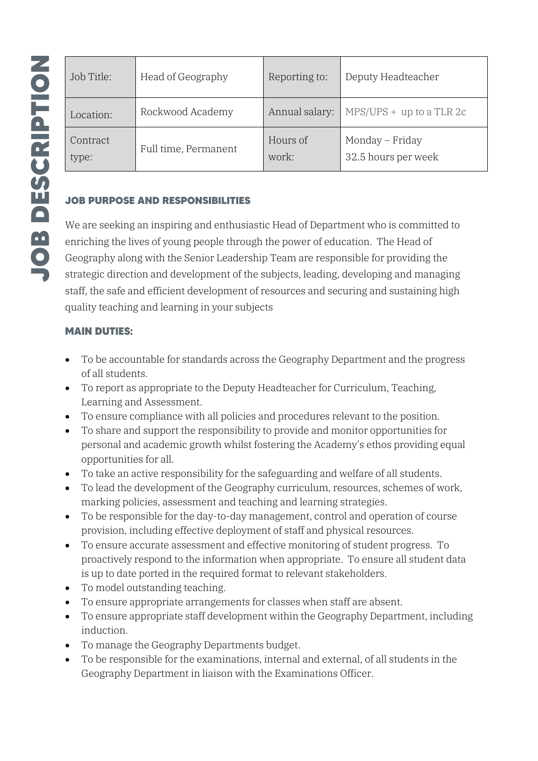# JOB DESCRIPTION

| Job Title: | Head of Geography | Reporting to: | Deputy Headteacher |
|---|---|---|---|
| Location: | Rockwood Academy | Annual salary: | MPS/UPS + up to a TLR 2c |
| Contract type: | Full time, Permanent | Hours of work: | Monday – Friday 32.5 hours per week |

## JOB PURPOSE AND RESPONSIBILITIES

We are seeking an inspiring and enthusiastic Head of Department who is committed to enriching the lives of young people through the power of education. The Head of Geography along with the Senior Leadership Team are responsible for providing the strategic direction and development of the subjects, leading, developing and managing staff, the safe and efficient development of resources and securing and sustaining high quality teaching and learning in your subjects

## MAIN DUTIES:

- To be accountable for standards across the Geography Department and the progress of all students.
- To report as appropriate to the Deputy Headteacher for Curriculum, Teaching, Learning and Assessment.
- To ensure compliance with all policies and procedures relevant to the position.
- To share and support the responsibility to provide and monitor opportunities for personal and academic growth whilst fostering the Academy's ethos providing equal opportunities for all.
- To take an active responsibility for the safeguarding and welfare of all students.
- To lead the development of the Geography curriculum, resources, schemes of work, marking policies, assessment and teaching and learning strategies.
- To be responsible for the day-to-day management, control and operation of course provision, including effective deployment of staff and physical resources.
- To ensure accurate assessment and effective monitoring of student progress. To proactively respond to the information when appropriate. To ensure all student data is up to date ported in the required format to relevant stakeholders.
- To model outstanding teaching.
- To ensure appropriate arrangements for classes when staff are absent.
- To ensure appropriate staff development within the Geography Department, including induction.
- To manage the Geography Departments budget.
- To be responsible for the examinations, internal and external, of all students in the Geography Department in liaison with the Examinations Officer.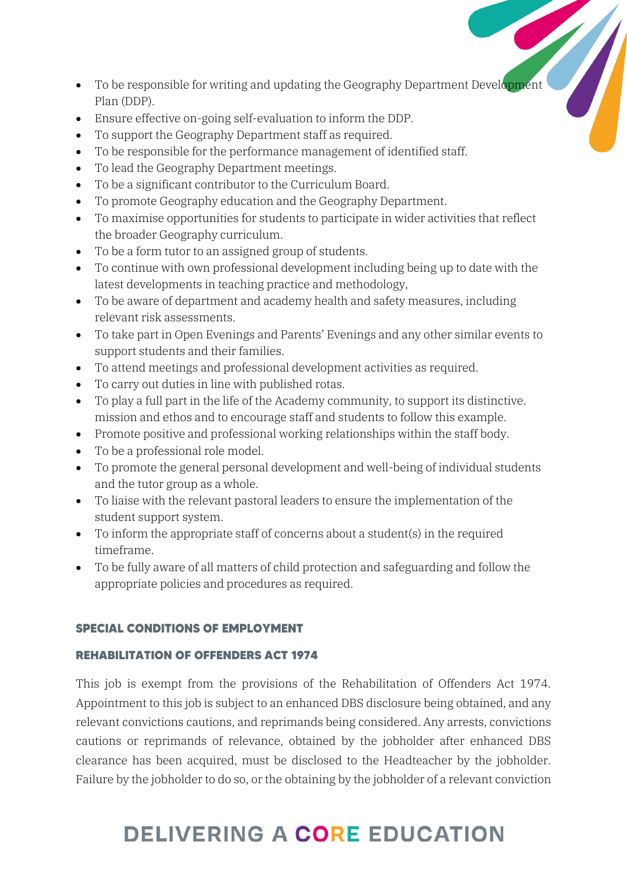- To be responsible for writing and updating the Geography Department Development Plan (DDP).
- Ensure effective on-going self-evaluation to inform the DDP.
- To support the Geography Department staff as required.
- To be responsible for the performance management of identified staff.
- To lead the Geography Department meetings.
- To be a significant contributor to the Curriculum Board.
- To promote Geography education and the Geography Department.
- To maximise opportunities for students to participate in wider activities that reflect the broader Geography curriculum.
- To be a form tutor to an assigned group of students.
- To continue with own professional development including being up to date with the latest developments in teaching practice and methodology,
- To be aware of department and academy health and safety measures, including relevant risk assessments.
- To take part in Open Evenings and Parents' Evenings and any other similar events to support students and their families.
- To attend meetings and professional development activities as required.
- To carry out duties in line with published rotas.
- To play a full part in the life of the Academy community, to support its distinctive. mission and ethos and to encourage staff and students to follow this example.
- Promote positive and professional working relationships within the staff body.
- To be a professional role model.
- To promote the general personal development and well-being of individual students and the tutor group as a whole.
- To liaise with the relevant pastoral leaders to ensure the implementation of the student support system.
- To inform the appropriate staff of concerns about a student(s) in the required timeframe.
- To be fully aware of all matters of child protection and safeguarding and follow the appropriate policies and procedures as required.

## SPECIAL CONDITIONS OF EMPLOYMENT

### REHABILITATION OF OFFENDERS ACT 1974

This job is exempt from the provisions of the Rehabilitation of Offenders Act 1974. Appointment to this job is subject to an enhanced DBS disclosure being obtained, and any relevant convictions cautions, and reprimands being considered. Any arrests, convictions cautions or reprimands of relevance, obtained by the jobholder after enhanced DBS clearance has been acquired, must be disclosed to the Headteacher by the jobholder. Failure by the jobholder to do so, or the obtaining by the jobholder of a relevant conviction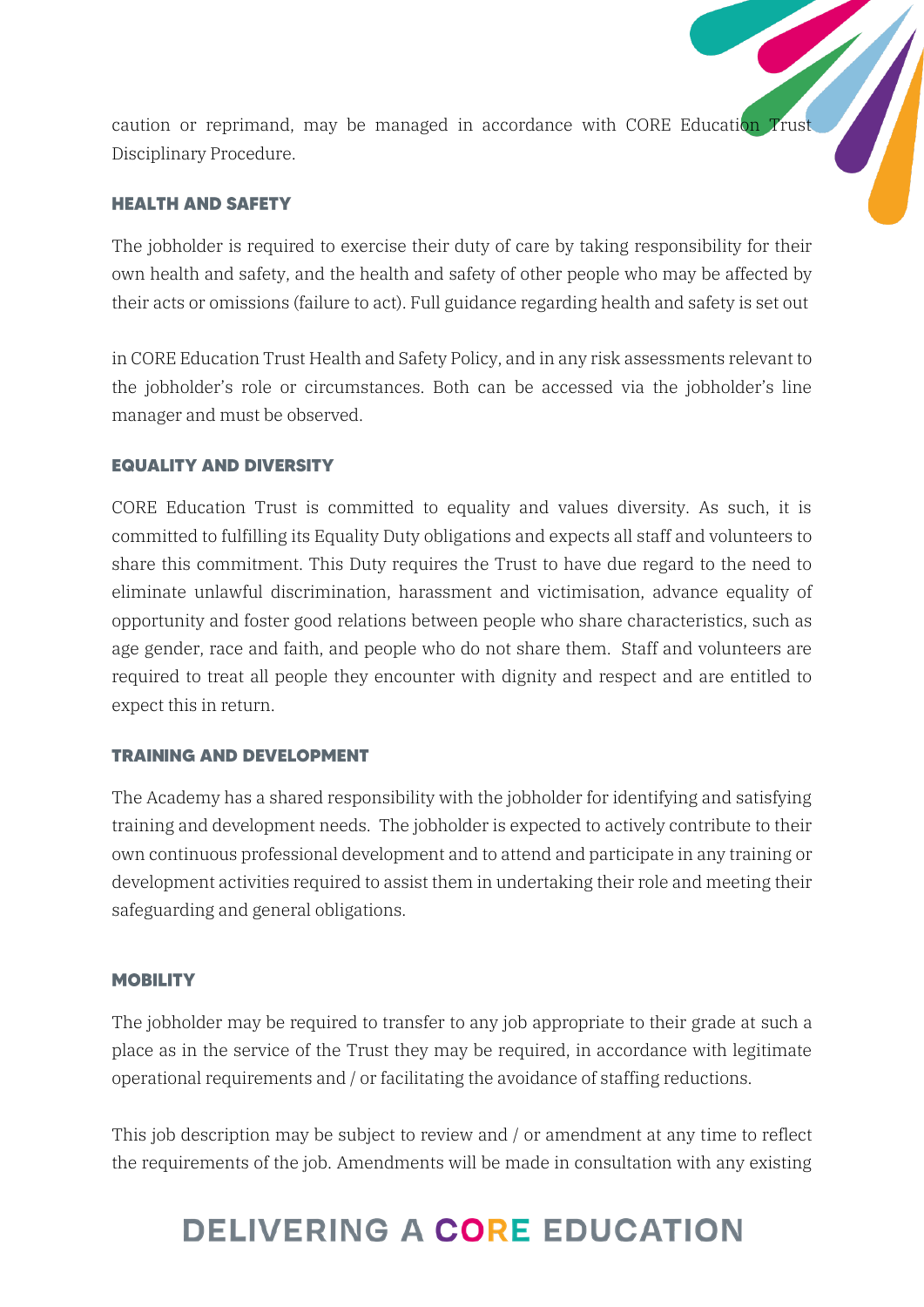caution or reprimand, may be managed in accordance with CORE Education Trust Disciplinary Procedure.

### HEALTH AND SAFETY

The jobholder is required to exercise their duty of care by taking responsibility for their own health and safety, and the health and safety of other people who may be affected by their acts or omissions (failure to act). Full guidance regarding health and safety is set out

in CORE Education Trust Health and Safety Policy, and in any risk assessments relevant to the jobholder's role or circumstances. Both can be accessed via the jobholder's line manager and must be observed.

### EQUALITY AND DIVERSITY

CORE Education Trust is committed to equality and values diversity. As such, it is committed to fulfilling its Equality Duty obligations and expects all staff and volunteers to share this commitment. This Duty requires the Trust to have due regard to the need to eliminate unlawful discrimination, harassment and victimisation, advance equality of opportunity and foster good relations between people who share characteristics, such as age gender, race and faith, and people who do not share them. Staff and volunteers are required to treat all people they encounter with dignity and respect and are entitled to expect this in return.

### TRAINING AND DEVELOPMENT

The Academy has a shared responsibility with the jobholder for identifying and satisfying training and development needs. The jobholder is expected to actively contribute to their own continuous professional development and to attend and participate in any training or development activities required to assist them in undertaking their role and meeting their safeguarding and general obligations.

### MOBILITY

The jobholder may be required to transfer to any job appropriate to their grade at such a place as in the service of the Trust they may be required, in accordance with legitimate operational requirements and / or facilitating the avoidance of staffing reductions.

This job description may be subject to review and / or amendment at any time to reflect the requirements of the job. Amendments will be made in consultation with any existing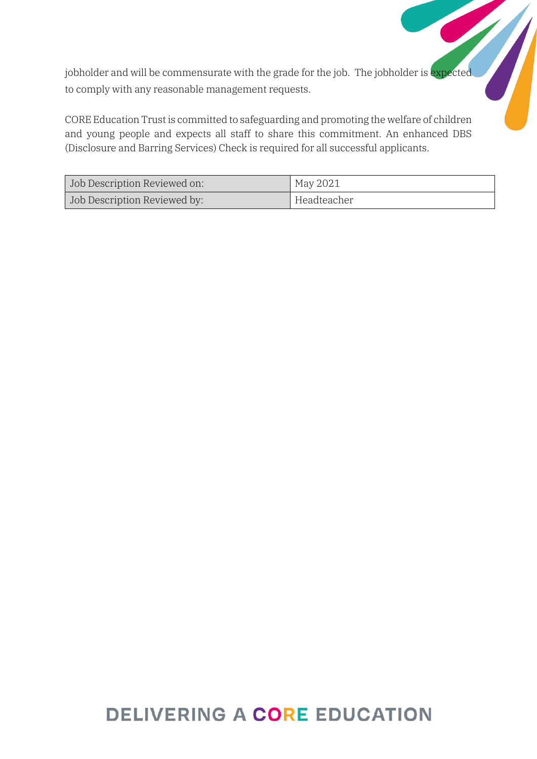jobholder and will be commensurate with the grade for the job. The jobholder is expected to comply with any reasonable management requests.

CORE Education Trust is committed to safeguarding and promoting the welfare of children and young people and expects all staff to share this commitment. An enhanced DBS (Disclosure and Barring Services) Check is required for all successful applicants.

| | |
|---|---|
| Job Description Reviewed on: | May 2021 |
| Job Description Reviewed by: | Headteacher |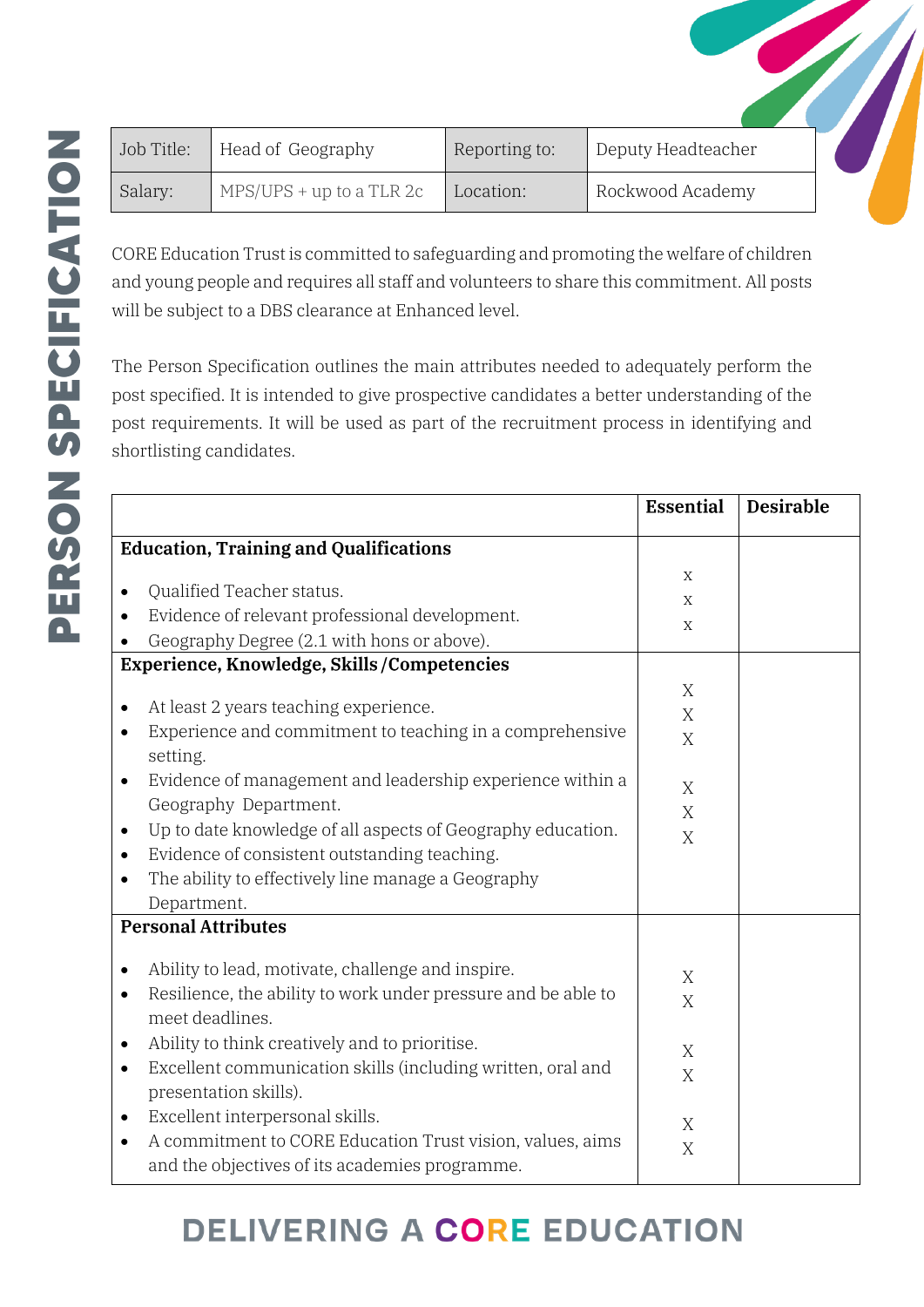# PERSON SPECIFICATION

| Job Title: | Head of Geography | Reporting to: | Deputy Headteacher |
|---|---|---|---|
| Salary: | MPS/UPS + up to a TLR 2c | Location: | Rockwood Academy |

CORE Education Trust is committed to safeguarding and promoting the welfare of children and young people and requires all staff and volunteers to share this commitment. All posts will be subject to a DBS clearance at Enhanced level.

The Person Specification outlines the main attributes needed to adequately perform the post specified. It is intended to give prospective candidates a better understanding of the post requirements. It will be used as part of the recruitment process in identifying and shortlisting candidates.

| | **Essential** | **Desirable** |
|---|---|---|
| **Education, Training and Qualifications** | | |
| • Qualified Teacher status. | x | |
| • Evidence of relevant professional development. | x | |
| • Geography Degree (2.1 with hons or above). | x | |
| **Experience, Knowledge, Skills /Competencies** | | |
| • At least 2 years teaching experience. | X | |
| • Experience and commitment to teaching in a comprehensive setting. | X | |
| • Evidence of management and leadership experience within a Geography Department. | X | |
| • Up to date knowledge of all aspects of Geography education. | X | |
| • Evidence of consistent outstanding teaching. | X | |
| • The ability to effectively line manage a Geography Department. | X | |
| **Personal Attributes** | | |
| • Ability to lead, motivate, challenge and inspire. | X | |
| • Resilience, the ability to work under pressure and be able to meet deadlines. | X | |
| • Ability to think creatively and to prioritise. | X | |
| • Excellent communication skills (including written, oral and presentation skills). | X | |
| • Excellent interpersonal skills. | X | |
| • A commitment to CORE Education Trust vision, values, aims and the objectives of its academies programme. | X | |

DELIVERING A CORE EDUCATION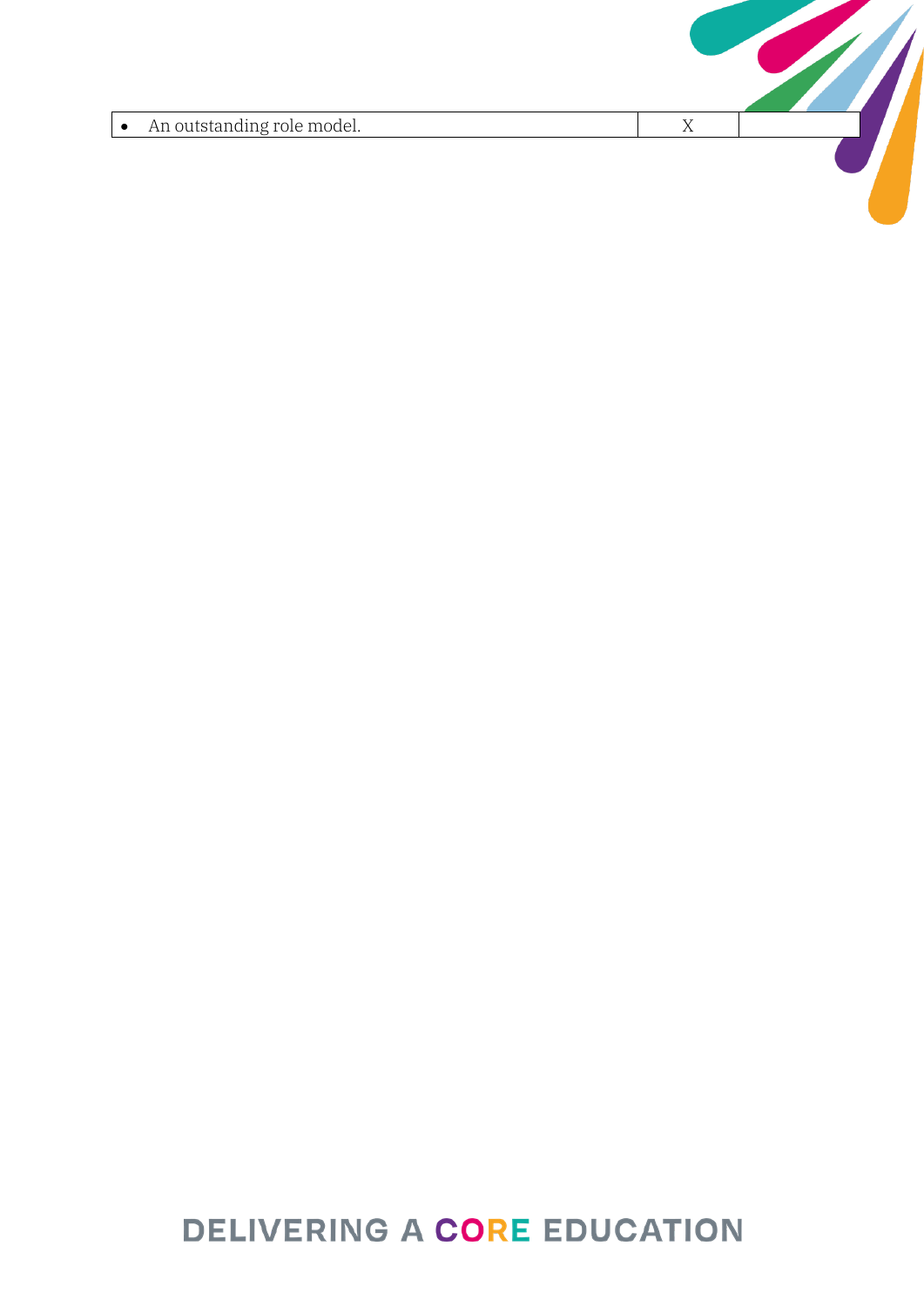| | | |
|---|---|---|
| • An outstanding role model. | X | |